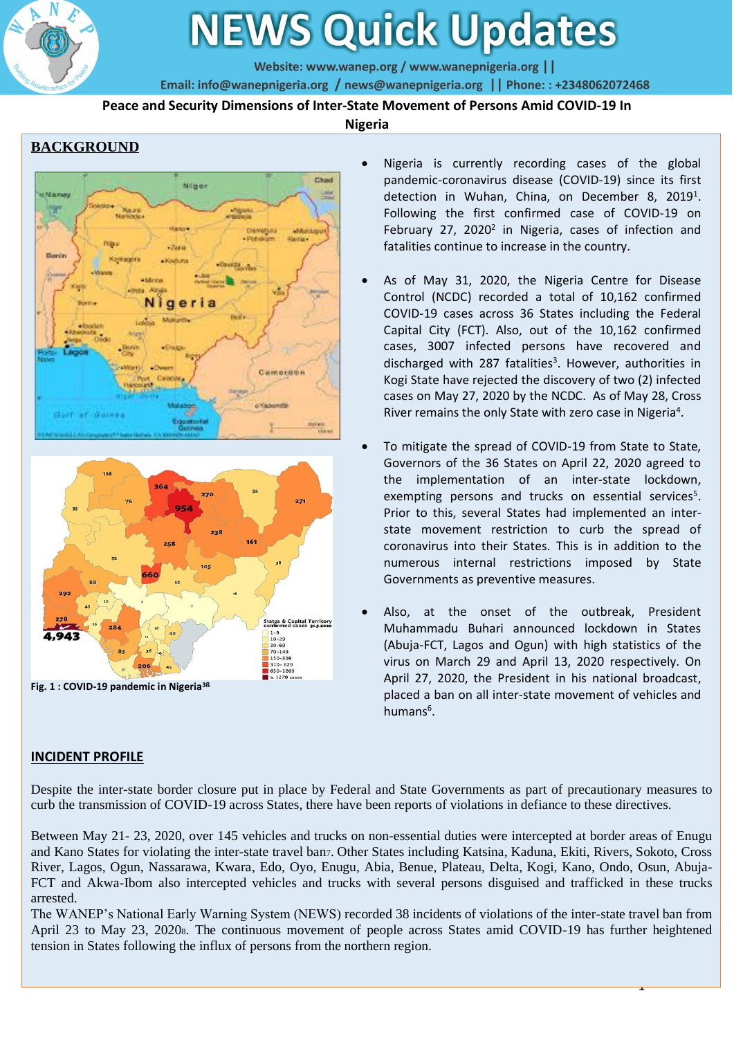# NEWS Quick Updates

Website: www.wanep.org / www.wanepnigeria.org ||
Email: info@wanepnigeria.org / news@wanepnigeria.org || Phone: : +2348062072468

## Peace and Security Dimensions of Inter-State Movement of Persons Amid COVID-19 In Nigeria

## BACKGROUND

Fig. 1 : COVID-19 pandemic in Nigeria[38]

- Nigeria is currently recording cases of the global pandemic-coronavirus disease (COVID-19) since its first detection in Wuhan, China, on December 8, 2019[1]. Following the first confirmed case of COVID-19 on February 27, 2020[2] in Nigeria, cases of infection and fatalities continue to increase in the country.

- As of May 31, 2020, the Nigeria Centre for Disease Control (NCDC) recorded a total of 10,162 confirmed COVID-19 cases across 36 States including the Federal Capital City (FCT). Also, out of the 10,162 confirmed cases, 3007 infected persons have recovered and discharged with 287 fatalities[3]. However, authorities in Kogi State have rejected the discovery of two (2) infected cases on May 27, 2020 by the NCDC. As of May 28, Cross River remains the only State with zero case in Nigeria[4].

- To mitigate the spread of COVID-19 from State to State, Governors of the 36 States on April 22, 2020 agreed to the implementation of an inter-state lockdown, exempting persons and trucks on essential services[5]. Prior to this, several States had implemented an inter-state movement restriction to curb the spread of coronavirus into their States. This is in addition to the numerous internal restrictions imposed by State Governments as preventive measures.

- Also, at the onset of the outbreak, President Muhammadu Buhari announced lockdown in States (Abuja-FCT, Lagos and Ogun) with high statistics of the virus on March 29 and April 13, 2020 respectively. On April 27, 2020, the President in his national broadcast, placed a ban on all inter-state movement of vehicles and humans[6].

## INCIDENT PROFILE

Despite the inter-state border closure put in place by Federal and State Governments as part of precautionary measures to curb the transmission of COVID-19 across States, there have been reports of violations in defiance to these directives.

Between May 21- 23, 2020, over 145 vehicles and trucks on non-essential duties were intercepted at border areas of Enugu and Kano States for violating the inter-state travel ban[7]. Other States including Katsina, Kaduna, Ekiti, Rivers, Sokoto, Cross River, Lagos, Ogun, Nassarawa, Kwara, Edo, Oyo, Enugu, Abia, Benue, Plateau, Delta, Kogi, Kano, Ondo, Osun, Abuja-FCT and Akwa-Ibom also intercepted vehicles and trucks with several persons disguised and trafficked in these trucks arrested.

The WANEP's National Early Warning System (NEWS) recorded 38 incidents of violations of the inter-state travel ban from April 23 to May 23, 2020[8]. The continuous movement of people across States amid COVID-19 has further heightened tension in States following the influx of persons from the northern region.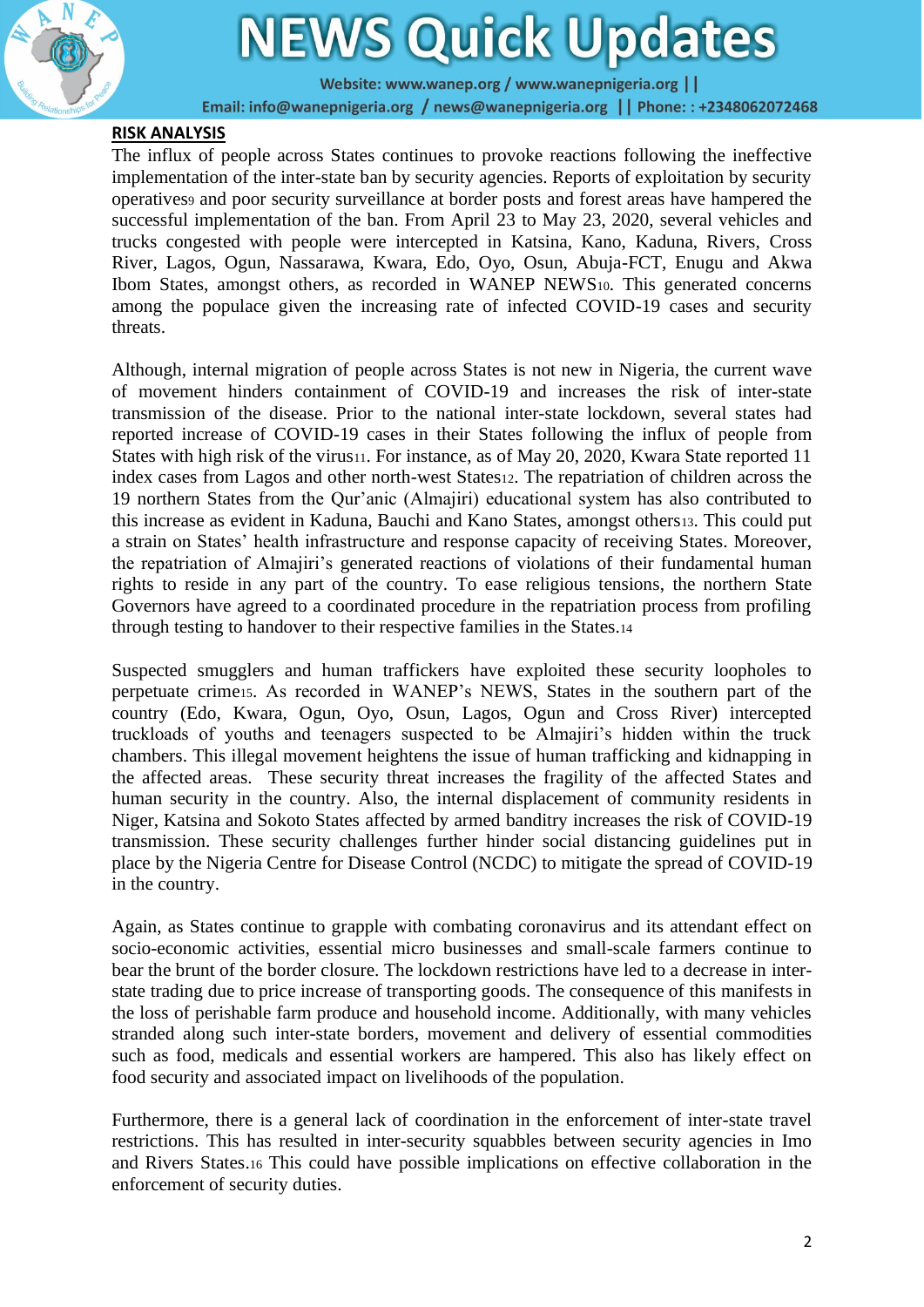## RISK ANALYSIS

The influx of people across States continues to provoke reactions following the ineffective implementation of the inter-state ban by security agencies. Reports of exploitation by security operatives[9] and poor security surveillance at border posts and forest areas have hampered the successful implementation of the ban. From April 23 to May 23, 2020, several vehicles and trucks congested with people were intercepted in Katsina, Kano, Kaduna, Rivers, Cross River, Lagos, Ogun, Nassarawa, Kwara, Edo, Oyo, Osun, Abuja-FCT, Enugu and Akwa Ibom States, amongst others, as recorded in WANEP NEWS[10]. This generated concerns among the populace given the increasing rate of infected COVID-19 cases and security threats.

Although, internal migration of people across States is not new in Nigeria, the current wave of movement hinders containment of COVID-19 and increases the risk of inter-state transmission of the disease. Prior to the national inter-state lockdown, several states had reported increase of COVID-19 cases in their States following the influx of people from States with high risk of the virus[11]. For instance, as of May 20, 2020, Kwara State reported 11 index cases from Lagos and other north-west States[12]. The repatriation of children across the 19 northern States from the Qur'anic (Almajiri) educational system has also contributed to this increase as evident in Kaduna, Bauchi and Kano States, amongst others[13]. This could put a strain on States' health infrastructure and response capacity of receiving States. Moreover, the repatriation of Almajiri's generated reactions of violations of their fundamental human rights to reside in any part of the country. To ease religious tensions, the northern State Governors have agreed to a coordinated procedure in the repatriation process from profiling through testing to handover to their respective families in the States.[14]

Suspected smugglers and human traffickers have exploited these security loopholes to perpetuate crime[15]. As recorded in WANEP's NEWS, States in the southern part of the country (Edo, Kwara, Ogun, Oyo, Osun, Lagos, Ogun and Cross River) intercepted truckloads of youths and teenagers suspected to be Almajiri's hidden within the truck chambers. This illegal movement heightens the issue of human trafficking and kidnapping in the affected areas. These security threat increases the fragility of the affected States and human security in the country. Also, the internal displacement of community residents in Niger, Katsina and Sokoto States affected by armed banditry increases the risk of COVID-19 transmission. These security challenges further hinder social distancing guidelines put in place by the Nigeria Centre for Disease Control (NCDC) to mitigate the spread of COVID-19 in the country.

Again, as States continue to grapple with combating coronavirus and its attendant effect on socio-economic activities, essential micro businesses and small-scale farmers continue to bear the brunt of the border closure. The lockdown restrictions have led to a decrease in inter-state trading due to price increase of transporting goods. The consequence of this manifests in the loss of perishable farm produce and household income. Additionally, with many vehicles stranded along such inter-state borders, movement and delivery of essential commodities such as food, medicals and essential workers are hampered. This also has likely effect on food security and associated impact on livelihoods of the population.

Furthermore, there is a general lack of coordination in the enforcement of inter-state travel restrictions. This has resulted in inter-security squabbles between security agencies in Imo and Rivers States.[16] This could have possible implications on effective collaboration in the enforcement of security duties.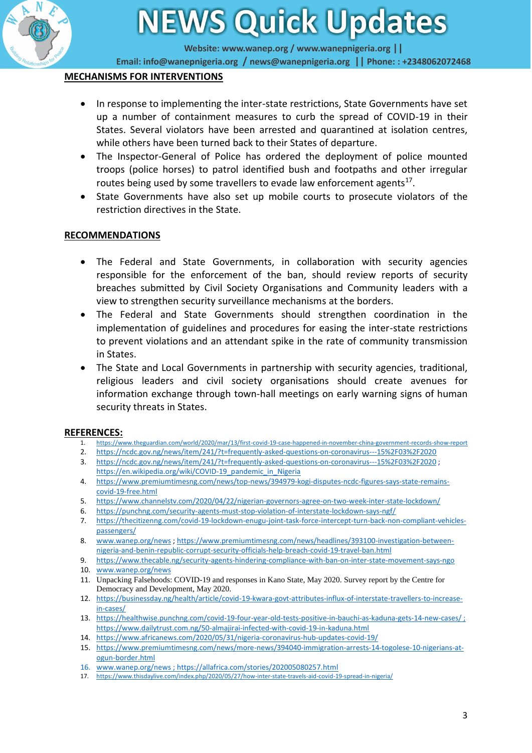## MECHANISMS FOR INTERVENTIONS

- In response to implementing the inter-state restrictions, State Governments have set up a number of containment measures to curb the spread of COVID-19 in their States. Several violators have been arrested and quarantined at isolation centres, while others have been turned back to their States of departure.
- The Inspector-General of Police has ordered the deployment of police mounted troops (police horses) to patrol identified bush and footpaths and other irregular routes being used by some travellers to evade law enforcement agents[17].
- State Governments have also set up mobile courts to prosecute violators of the restriction directives in the State.

## RECOMMENDATIONS

- The Federal and State Governments, in collaboration with security agencies responsible for the enforcement of the ban, should review reports of security breaches submitted by Civil Society Organisations and Community leaders with a view to strengthen security surveillance mechanisms at the borders.
- The Federal and State Governments should strengthen coordination in the implementation of guidelines and procedures for easing the inter-state restrictions to prevent violations and an attendant spike in the rate of community transmission in States.
- The State and Local Governments in partnership with security agencies, traditional, religious leaders and civil society organisations should create avenues for information exchange through town-hall meetings on early warning signs of human security threats in States.

## REFERENCES:

1. https://www.theguardian.com/world/2020/mar/13/first-covid-19-case-happened-in-november-china-government-records-show-report
2. https://ncdc.gov.ng/news/item/241/?t=frequently-asked-questions-on-coronavirus---15%2F03%2F2020
3. https://ncdc.gov.ng/news/item/241/?t=frequently-asked-questions-on-coronavirus---15%2F03%2F2020 ; https://en.wikipedia.org/wiki/COVID-19_pandemic_in_Nigeria
4. https://www.premiumtimesng.com/news/top-news/394979-kogi-disputes-ncdc-figures-says-state-remains-covid-19-free.html
5. https://www.channelstv.com/2020/04/22/nigerian-governors-agree-on-two-week-inter-state-lockdown/
6. https://punchng.com/security-agents-must-stop-violation-of-interstate-lockdown-says-ngf/
7. https://thecitizenng.com/covid-19-lockdown-enugu-joint-task-force-intercept-turn-back-non-compliant-vehicles-passengers/
8. www.wanep.org/news ; https://www.premiumtimesng.com/news/headlines/393100-investigation-between-nigeria-and-benin-republic-corrupt-security-officials-help-breach-covid-19-travel-ban.html
9. https://www.thecable.ng/security-agents-hindering-compliance-with-ban-on-inter-state-movement-says-ngo
10. www.wanep.org/news
11. Unpacking Falsehoods: COVID-19 and responses in Kano State, May 2020. Survey report by the Centre for Democracy and Development, May 2020.
12. https://businessday.ng/health/article/covid-19-kwara-govt-attributes-influx-of-interstate-travellers-to-increase-in-cases/
13. https://healthwise.punchng.com/covid-19-four-year-old-tests-positive-in-bauchi-as-kaduna-gets-14-new-cases/ ; https://www.dailytrust.com.ng/50-almajirai-infected-with-covid-19-in-kaduna.html
14. https://www.africanews.com/2020/05/31/nigeria-coronavirus-hub-updates-covid-19/
15. https://www.premiumtimesng.com/news/more-news/394040-immigration-arrests-14-togolese-10-nigerians-at-ogun-border.html
16. www.wanep.org/news ; https://allafrica.com/stories/202005080257.html
17. https://www.thisdaylive.com/index.php/2020/05/27/how-inter-state-travels-aid-covid-19-spread-in-nigeria/